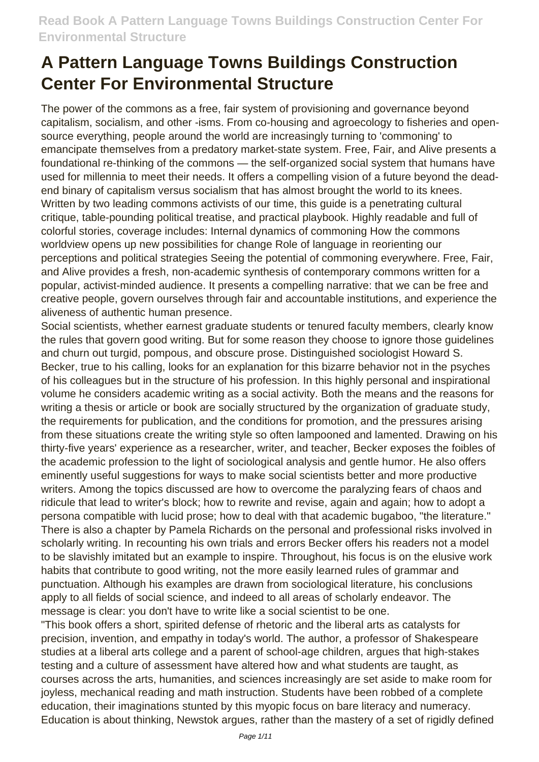# A Pattern Language Towns Buildings Construction Center For Environmental Structure

The power of the commons as a free, fair system of provisioning and governance beyond capitalism, socialism, and other -isms. From co-housing and agroecology to fisheries and open-source everything, people around the world are increasingly turning to 'commoning' to emancipate themselves from a predatory market-state system. Free, Fair, and Alive presents a foundational re-thinking of the commons — the self-organized social system that humans have used for millennia to meet their needs. It offers a compelling vision of a future beyond the dead-end binary of capitalism versus socialism that has almost brought the world to its knees. Written by two leading commons activists of our time, this guide is a penetrating cultural critique, table-pounding political treatise, and practical playbook. Highly readable and full of colorful stories, coverage includes: Internal dynamics of commoning How the commons worldview opens up new possibilities for change Role of language in reorienting our perceptions and political strategies Seeing the potential of commoning everywhere. Free, Fair, and Alive provides a fresh, non-academic synthesis of contemporary commons written for a popular, activist-minded audience. It presents a compelling narrative: that we can be free and creative people, govern ourselves through fair and accountable institutions, and experience the aliveness of authentic human presence.

Social scientists, whether earnest graduate students or tenured faculty members, clearly know the rules that govern good writing. But for some reason they choose to ignore those guidelines and churn out turgid, pompous, and obscure prose. Distinguished sociologist Howard S. Becker, true to his calling, looks for an explanation for this bizarre behavior not in the psyches of his colleagues but in the structure of his profession. In this highly personal and inspirational volume he considers academic writing as a social activity. Both the means and the reasons for writing a thesis or article or book are socially structured by the organization of graduate study, the requirements for publication, and the conditions for promotion, and the pressures arising from these situations create the writing style so often lampooned and lamented. Drawing on his thirty-five years' experience as a researcher, writer, and teacher, Becker exposes the foibles of the academic profession to the light of sociological analysis and gentle humor. He also offers eminently useful suggestions for ways to make social scientists better and more productive writers. Among the topics discussed are how to overcome the paralyzing fears of chaos and ridicule that lead to writer's block; how to rewrite and revise, again and again; how to adopt a persona compatible with lucid prose; how to deal with that academic bugaboo, "the literature." There is also a chapter by Pamela Richards on the personal and professional risks involved in scholarly writing. In recounting his own trials and errors Becker offers his readers not a model to be slavishly imitated but an example to inspire. Throughout, his focus is on the elusive work habits that contribute to good writing, not the more easily learned rules of grammar and punctuation. Although his examples are drawn from sociological literature, his conclusions apply to all fields of social science, and indeed to all areas of scholarly endeavor. The message is clear: you don't have to write like a social scientist to be one.

"This book offers a short, spirited defense of rhetoric and the liberal arts as catalysts for precision, invention, and empathy in today's world. The author, a professor of Shakespeare studies at a liberal arts college and a parent of school-age children, argues that high-stakes testing and a culture of assessment have altered how and what students are taught, as courses across the arts, humanities, and sciences increasingly are set aside to make room for joyless, mechanical reading and math instruction. Students have been robbed of a complete education, their imaginations stunted by this myopic focus on bare literacy and numeracy. Education is about thinking, Newstok argues, rather than the mastery of a set of rigidly defined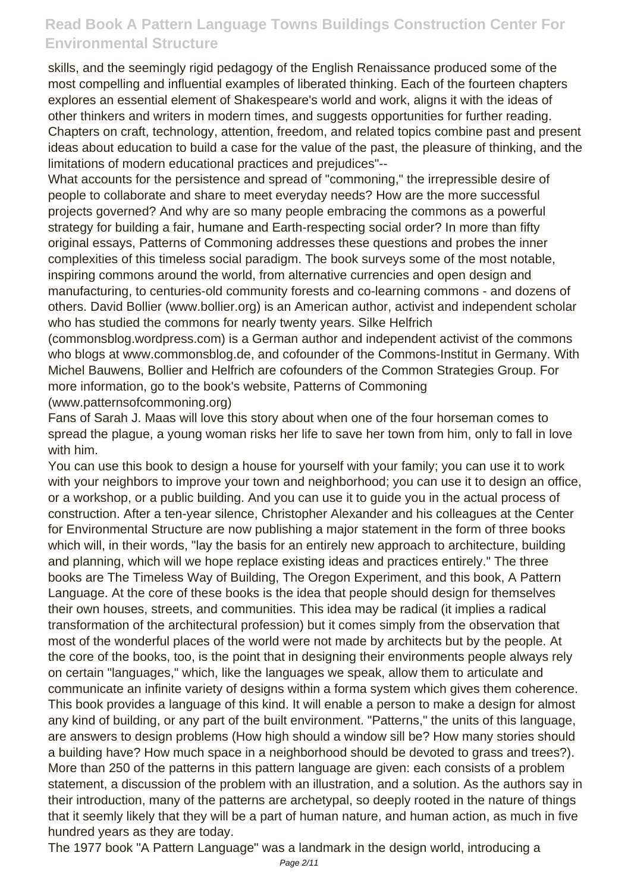skills, and the seemingly rigid pedagogy of the English Renaissance produced some of the most compelling and influential examples of liberated thinking. Each of the fourteen chapters explores an essential element of Shakespeare's world and work, aligns it with the ideas of other thinkers and writers in modern times, and suggests opportunities for further reading. Chapters on craft, technology, attention, freedom, and related topics combine past and present ideas about education to build a case for the value of the past, the pleasure of thinking, and the limitations of modern educational practices and prejudices"--

What accounts for the persistence and spread of "commoning," the irrepressible desire of people to collaborate and share to meet everyday needs? How are the more successful projects governed? And why are so many people embracing the commons as a powerful strategy for building a fair, humane and Earth-respecting social order? In more than fifty original essays, Patterns of Commoning addresses these questions and probes the inner complexities of this timeless social paradigm. The book surveys some of the most notable, inspiring commons around the world, from alternative currencies and open design and manufacturing, to centuries-old community forests and co-learning commons - and dozens of others. David Bollier (www.bollier.org) is an American author, activist and independent scholar who has studied the commons for nearly twenty years. Silke Helfrich (commonsblog.wordpress.com) is a German author and independent activist of the commons who blogs at www.commonsblog.de, and cofounder of the Commons-Institut in Germany. With Michel Bauwens, Bollier and Helfrich are cofounders of the Common Strategies Group. For more information, go to the book's website, Patterns of Commoning (www.patternsofcommoning.org)

Fans of Sarah J. Maas will love this story about when one of the four horseman comes to spread the plague, a young woman risks her life to save her town from him, only to fall in love with him.

You can use this book to design a house for yourself with your family; you can use it to work with your neighbors to improve your town and neighborhood; you can use it to design an office, or a workshop, or a public building. And you can use it to guide you in the actual process of construction. After a ten-year silence, Christopher Alexander and his colleagues at the Center for Environmental Structure are now publishing a major statement in the form of three books which will, in their words, "lay the basis for an entirely new approach to architecture, building and planning, which will we hope replace existing ideas and practices entirely." The three books are The Timeless Way of Building, The Oregon Experiment, and this book, A Pattern Language. At the core of these books is the idea that people should design for themselves their own houses, streets, and communities. This idea may be radical (it implies a radical transformation of the architectural profession) but it comes simply from the observation that most of the wonderful places of the world were not made by architects but by the people. At the core of the books, too, is the point that in designing their environments people always rely on certain "languages," which, like the languages we speak, allow them to articulate and communicate an infinite variety of designs within a forma system which gives them coherence. This book provides a language of this kind. It will enable a person to make a design for almost any kind of building, or any part of the built environment. "Patterns," the units of this language, are answers to design problems (How high should a window sill be? How many stories should a building have? How much space in a neighborhood should be devoted to grass and trees?). More than 250 of the patterns in this pattern language are given: each consists of a problem statement, a discussion of the problem with an illustration, and a solution. As the authors say in their introduction, many of the patterns are archetypal, so deeply rooted in the nature of things that it seemly likely that they will be a part of human nature, and human action, as much in five hundred years as they are today.

The 1977 book "A Pattern Language" was a landmark in the design world, introducing a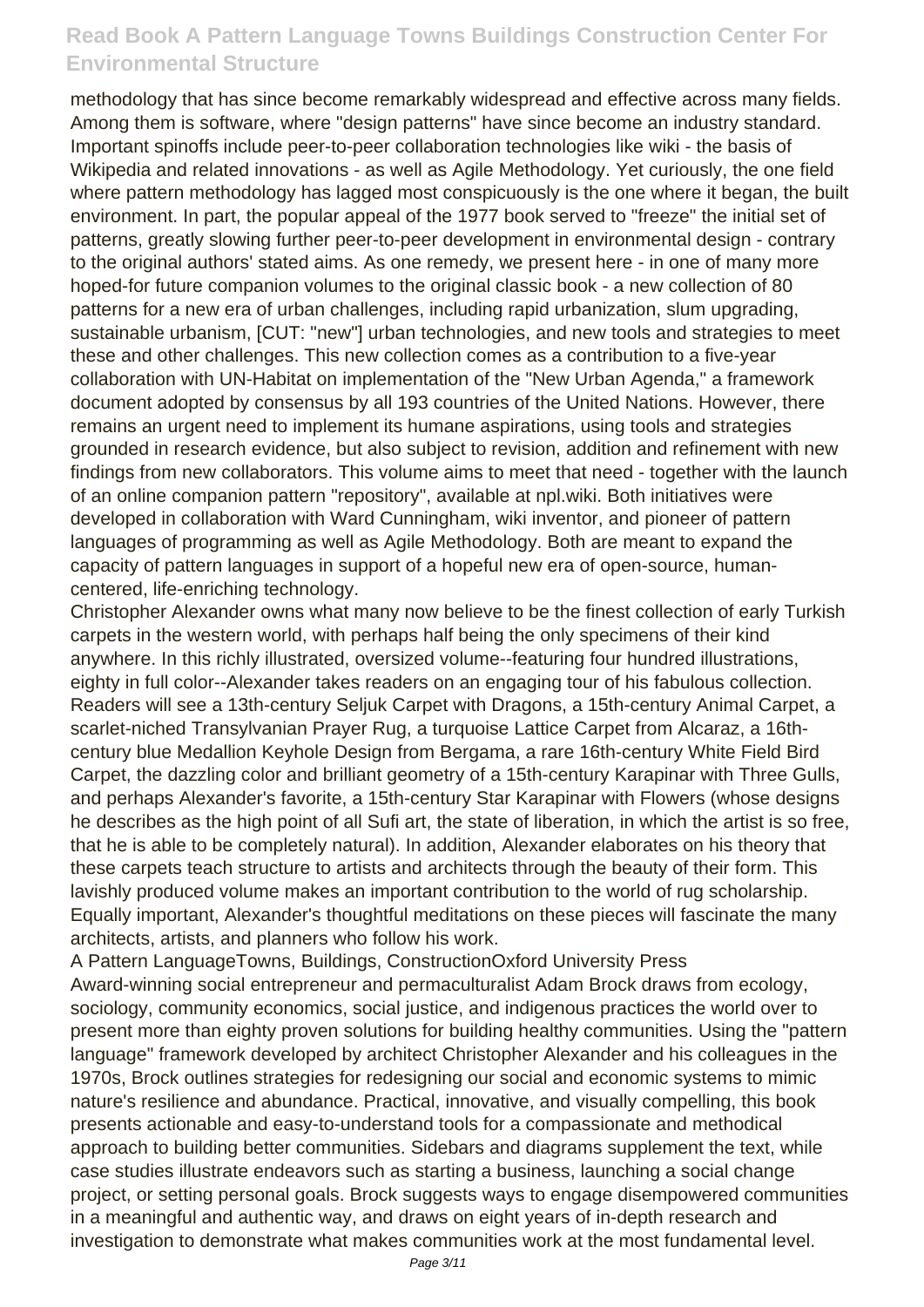methodology that has since become remarkably widespread and effective across many fields. Among them is software, where "design patterns" have since become an industry standard. Important spinoffs include peer-to-peer collaboration technologies like wiki - the basis of Wikipedia and related innovations - as well as Agile Methodology. Yet curiously, the one field where pattern methodology has lagged most conspicuously is the one where it began, the built environment. In part, the popular appeal of the 1977 book served to "freeze" the initial set of patterns, greatly slowing further peer-to-peer development in environmental design - contrary to the original authors' stated aims. As one remedy, we present here - in one of many more hoped-for future companion volumes to the original classic book - a new collection of 80 patterns for a new era of urban challenges, including rapid urbanization, slum upgrading, sustainable urbanism, [CUT: "new"] urban technologies, and new tools and strategies to meet these and other challenges. This new collection comes as a contribution to a five-year collaboration with UN-Habitat on implementation of the "New Urban Agenda," a framework document adopted by consensus by all 193 countries of the United Nations. However, there remains an urgent need to implement its humane aspirations, using tools and strategies grounded in research evidence, but also subject to revision, addition and refinement with new findings from new collaborators. This volume aims to meet that need - together with the launch of an online companion pattern "repository", available at npl.wiki. Both initiatives were developed in collaboration with Ward Cunningham, wiki inventor, and pioneer of pattern languages of programming as well as Agile Methodology. Both are meant to expand the capacity of pattern languages in support of a hopeful new era of open-source, human-centered, life-enriching technology.

Christopher Alexander owns what many now believe to be the finest collection of early Turkish carpets in the western world, with perhaps half being the only specimens of their kind anywhere. In this richly illustrated, oversized volume--featuring four hundred illustrations, eighty in full color--Alexander takes readers on an engaging tour of his fabulous collection. Readers will see a 13th-century Seljuk Carpet with Dragons, a 15th-century Animal Carpet, a scarlet-niched Transylvanian Prayer Rug, a turquoise Lattice Carpet from Alcaraz, a 16th-century blue Medallion Keyhole Design from Bergama, a rare 16th-century White Field Bird Carpet, the dazzling color and brilliant geometry of a 15th-century Karapinar with Three Gulls, and perhaps Alexander's favorite, a 15th-century Star Karapinar with Flowers (whose designs he describes as the high point of all Sufi art, the state of liberation, in which the artist is so free, that he is able to be completely natural). In addition, Alexander elaborates on his theory that these carpets teach structure to artists and architects through the beauty of their form. This lavishly produced volume makes an important contribution to the world of rug scholarship. Equally important, Alexander's thoughtful meditations on these pieces will fascinate the many architects, artists, and planners who follow his work.

A Pattern LanguageTowns, Buildings, ConstructionOxford University Press

Award-winning social entrepreneur and permaculturalist Adam Brock draws from ecology, sociology, community economics, social justice, and indigenous practices the world over to present more than eighty proven solutions for building healthy communities. Using the "pattern language" framework developed by architect Christopher Alexander and his colleagues in the 1970s, Brock outlines strategies for redesigning our social and economic systems to mimic nature's resilience and abundance. Practical, innovative, and visually compelling, this book presents actionable and easy-to-understand tools for a compassionate and methodical approach to building better communities. Sidebars and diagrams supplement the text, while case studies illustrate endeavors such as starting a business, launching a social change project, or setting personal goals. Brock suggests ways to engage disempowered communities in a meaningful and authentic way, and draws on eight years of in-depth research and investigation to demonstrate what makes communities work at the most fundamental level.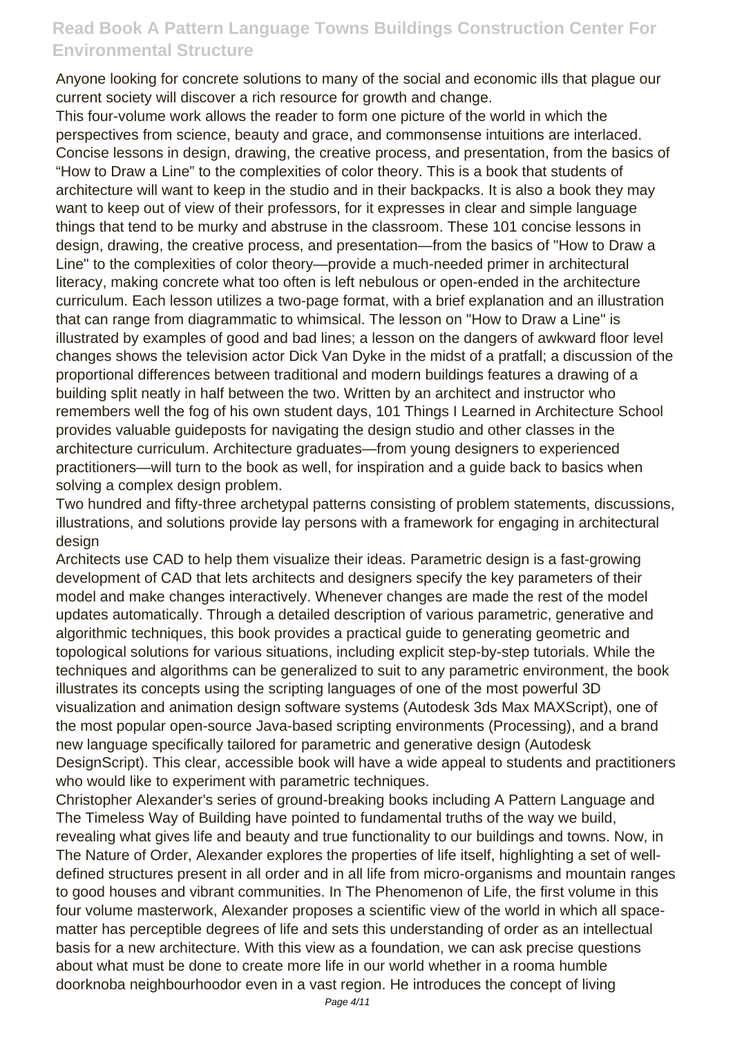Anyone looking for concrete solutions to many of the social and economic ills that plague our current society will discover a rich resource for growth and change.

This four-volume work allows the reader to form one picture of the world in which the perspectives from science, beauty and grace, and commonsense intuitions are interlaced.

Concise lessons in design, drawing, the creative process, and presentation, from the basics of "How to Draw a Line" to the complexities of color theory. This is a book that students of architecture will want to keep in the studio and in their backpacks. It is also a book they may want to keep out of view of their professors, for it expresses in clear and simple language things that tend to be murky and abstruse in the classroom. These 101 concise lessons in design, drawing, the creative process, and presentation—from the basics of "How to Draw a Line" to the complexities of color theory—provide a much-needed primer in architectural literacy, making concrete what too often is left nebulous or open-ended in the architecture curriculum. Each lesson utilizes a two-page format, with a brief explanation and an illustration that can range from diagrammatic to whimsical. The lesson on "How to Draw a Line" is illustrated by examples of good and bad lines; a lesson on the dangers of awkward floor level changes shows the television actor Dick Van Dyke in the midst of a pratfall; a discussion of the proportional differences between traditional and modern buildings features a drawing of a building split neatly in half between the two. Written by an architect and instructor who remembers well the fog of his own student days, 101 Things I Learned in Architecture School provides valuable guideposts for navigating the design studio and other classes in the architecture curriculum. Architecture graduates—from young designers to experienced practitioners—will turn to the book as well, for inspiration and a guide back to basics when solving a complex design problem.

Two hundred and fifty-three archetypal patterns consisting of problem statements, discussions, illustrations, and solutions provide lay persons with a framework for engaging in architectural design

Architects use CAD to help them visualize their ideas. Parametric design is a fast-growing development of CAD that lets architects and designers specify the key parameters of their model and make changes interactively. Whenever changes are made the rest of the model updates automatically. Through a detailed description of various parametric, generative and algorithmic techniques, this book provides a practical guide to generating geometric and topological solutions for various situations, including explicit step-by-step tutorials. While the techniques and algorithms can be generalized to suit to any parametric environment, the book illustrates its concepts using the scripting languages of one of the most powerful 3D visualization and animation design software systems (Autodesk 3ds Max MAXScript), one of the most popular open-source Java-based scripting environments (Processing), and a brand new language specifically tailored for parametric and generative design (Autodesk DesignScript). This clear, accessible book will have a wide appeal to students and practitioners who would like to experiment with parametric techniques.

Christopher Alexander's series of ground-breaking books including A Pattern Language and The Timeless Way of Building have pointed to fundamental truths of the way we build, revealing what gives life and beauty and true functionality to our buildings and towns. Now, in The Nature of Order, Alexander explores the properties of life itself, highlighting a set of well-defined structures present in all order and in all life from micro-organisms and mountain ranges to good houses and vibrant communities. In The Phenomenon of Life, the first volume in this four volume masterwork, Alexander proposes a scientific view of the world in which all space-matter has perceptible degrees of life and sets this understanding of order as an intellectual basis for a new architecture. With this view as a foundation, we can ask precise questions about what must be done to create more life in our world whether in a rooma humble doorknoba neighbourhoodor even in a vast region. He introduces the concept of living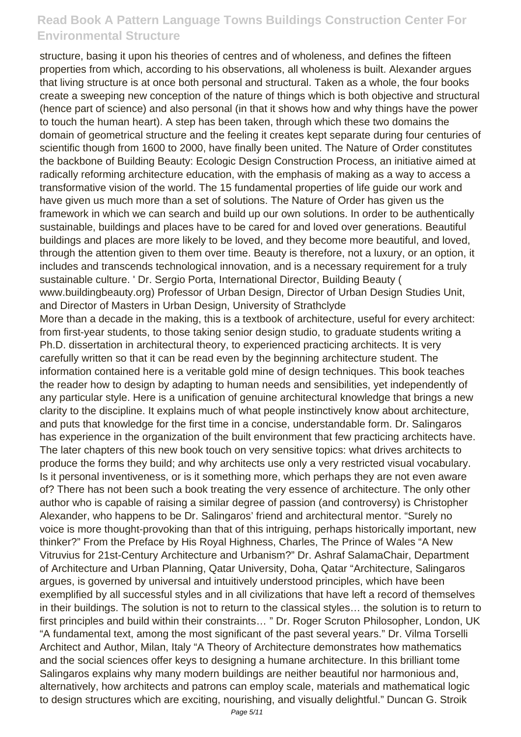structure, basing it upon his theories of centres and of wholeness, and defines the fifteen properties from which, according to his observations, all wholeness is built. Alexander argues that living structure is at once both personal and structural. Taken as a whole, the four books create a sweeping new conception of the nature of things which is both objective and structural (hence part of science) and also personal (in that it shows how and why things have the power to touch the human heart). A step has been taken, through which these two domains the domain of geometrical structure and the feeling it creates kept separate during four centuries of scientific though from 1600 to 2000, have finally been united. The Nature of Order constitutes the backbone of Building Beauty: Ecologic Design Construction Process, an initiative aimed at radically reforming architecture education, with the emphasis of making as a way to access a transformative vision of the world. The 15 fundamental properties of life guide our work and have given us much more than a set of solutions. The Nature of Order has given us the framework in which we can search and build up our own solutions. In order to be authentically sustainable, buildings and places have to be cared for and loved over generations. Beautiful buildings and places are more likely to be loved, and they become more beautiful, and loved, through the attention given to them over time. Beauty is therefore, not a luxury, or an option, it includes and transcends technological innovation, and is a necessary requirement for a truly sustainable culture. ' Dr. Sergio Porta, International Director, Building Beauty ( www.buildingbeauty.org) Professor of Urban Design, Director of Urban Design Studies Unit, and Director of Masters in Urban Design, University of Strathclyde

More than a decade in the making, this is a textbook of architecture, useful for every architect: from first-year students, to those taking senior design studio, to graduate students writing a Ph.D. dissertation in architectural theory, to experienced practicing architects. It is very carefully written so that it can be read even by the beginning architecture student. The information contained here is a veritable gold mine of design techniques. This book teaches the reader how to design by adapting to human needs and sensibilities, yet independently of any particular style. Here is a unification of genuine architectural knowledge that brings a new clarity to the discipline. It explains much of what people instinctively know about architecture, and puts that knowledge for the first time in a concise, understandable form. Dr. Salingaros has experience in the organization of the built environment that few practicing architects have. The later chapters of this new book touch on very sensitive topics: what drives architects to produce the forms they build; and why architects use only a very restricted visual vocabulary. Is it personal inventiveness, or is it something more, which perhaps they are not even aware of? There has not been such a book treating the very essence of architecture. The only other author who is capable of raising a similar degree of passion (and controversy) is Christopher Alexander, who happens to be Dr. Salingaros' friend and architectural mentor. "Surely no voice is more thought-provoking than that of this intriguing, perhaps historically important, new thinker?" From the Preface by His Royal Highness, Charles, The Prince of Wales "A New Vitruvius for 21st-Century Architecture and Urbanism?" Dr. Ashraf SalamaChair, Department of Architecture and Urban Planning, Qatar University, Doha, Qatar "Architecture, Salingaros argues, is governed by universal and intuitively understood principles, which have been exemplified by all successful styles and in all civilizations that have left a record of themselves in their buildings. The solution is not to return to the classical styles… the solution is to return to first principles and build within their constraints… " Dr. Roger Scruton Philosopher, London, UK "A fundamental text, among the most significant of the past several years." Dr. Vilma Torselli Architect and Author, Milan, Italy "A Theory of Architecture demonstrates how mathematics and the social sciences offer keys to designing a humane architecture. In this brilliant tome Salingaros explains why many modern buildings are neither beautiful nor harmonious and, alternatively, how architects and patrons can employ scale, materials and mathematical logic to design structures which are exciting, nourishing, and visually delightful." Duncan G. Stroik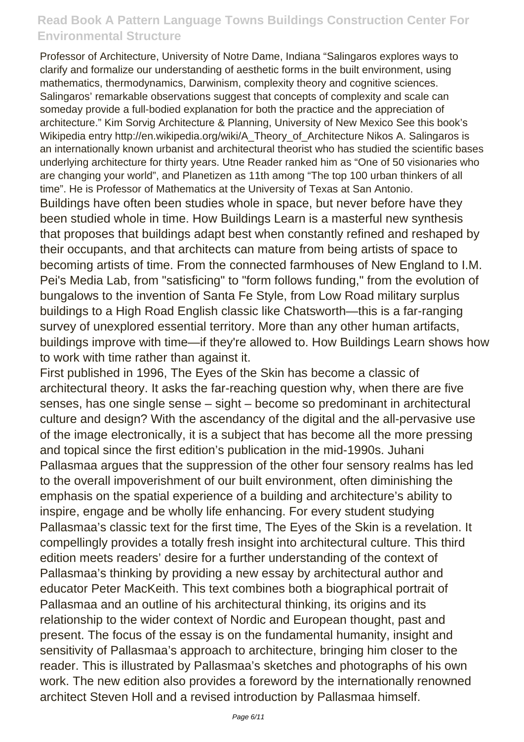Professor of Architecture, University of Notre Dame, Indiana "Salingaros explores ways to clarify and formalize our understanding of aesthetic forms in the built environment, using mathematics, thermodynamics, Darwinism, complexity theory and cognitive sciences. Salingaros' remarkable observations suggest that concepts of complexity and scale can someday provide a full-bodied explanation for both the practice and the appreciation of architecture." Kim Sorvig Architecture & Planning, University of New Mexico See this book's Wikipedia entry http://en.wikipedia.org/wiki/A_Theory_of_Architecture Nikos A. Salingaros is an internationally known urbanist and architectural theorist who has studied the scientific bases underlying architecture for thirty years. Utne Reader ranked him as "One of 50 visionaries who are changing your world", and Planetizen as 11th among "The top 100 urban thinkers of all time". He is Professor of Mathematics at the University of Texas at San Antonio.

Buildings have often been studies whole in space, but never before have they been studied whole in time. How Buildings Learn is a masterful new synthesis that proposes that buildings adapt best when constantly refined and reshaped by their occupants, and that architects can mature from being artists of space to becoming artists of time. From the connected farmhouses of New England to I.M. Pei's Media Lab, from "satisficing" to "form follows funding," from the evolution of bungalows to the invention of Santa Fe Style, from Low Road military surplus buildings to a High Road English classic like Chatsworth—this is a far-ranging survey of unexplored essential territory. More than any other human artifacts, buildings improve with time—if they're allowed to. How Buildings Learn shows how to work with time rather than against it.

First published in 1996, The Eyes of the Skin has become a classic of architectural theory. It asks the far-reaching question why, when there are five senses, has one single sense – sight – become so predominant in architectural culture and design? With the ascendancy of the digital and the all-pervasive use of the image electronically, it is a subject that has become all the more pressing and topical since the first edition's publication in the mid-1990s. Juhani Pallasmaa argues that the suppression of the other four sensory realms has led to the overall impoverishment of our built environment, often diminishing the emphasis on the spatial experience of a building and architecture's ability to inspire, engage and be wholly life enhancing. For every student studying Pallasmaa's classic text for the first time, The Eyes of the Skin is a revelation. It compellingly provides a totally fresh insight into architectural culture. This third edition meets readers' desire for a further understanding of the context of Pallasmaa's thinking by providing a new essay by architectural author and educator Peter MacKeith. This text combines both a biographical portrait of Pallasmaa and an outline of his architectural thinking, its origins and its relationship to the wider context of Nordic and European thought, past and present. The focus of the essay is on the fundamental humanity, insight and sensitivity of Pallasmaa's approach to architecture, bringing him closer to the reader. This is illustrated by Pallasmaa's sketches and photographs of his own work. The new edition also provides a foreword by the internationally renowned architect Steven Holl and a revised introduction by Pallasmaa himself.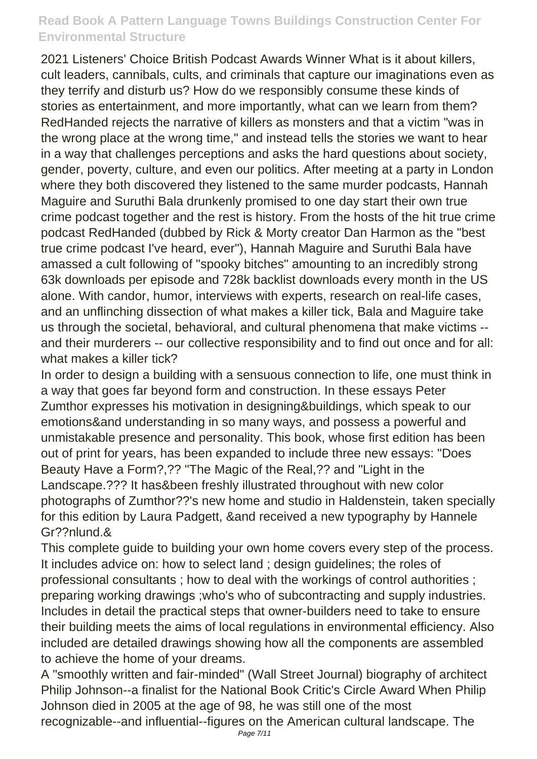2021 Listeners' Choice British Podcast Awards Winner What is it about killers, cult leaders, cannibals, cults, and criminals that capture our imaginations even as they terrify and disturb us? How do we responsibly consume these kinds of stories as entertainment, and more importantly, what can we learn from them? RedHanded rejects the narrative of killers as monsters and that a victim "was in the wrong place at the wrong time," and instead tells the stories we want to hear in a way that challenges perceptions and asks the hard questions about society, gender, poverty, culture, and even our politics. After meeting at a party in London where they both discovered they listened to the same murder podcasts, Hannah Maguire and Suruthi Bala drunkenly promised to one day start their own true crime podcast together and the rest is history. From the hosts of the hit true crime podcast RedHanded (dubbed by Rick & Morty creator Dan Harmon as the "best true crime podcast I've heard, ever"), Hannah Maguire and Suruthi Bala have amassed a cult following of "spooky bitches" amounting to an incredibly strong 63k downloads per episode and 728k backlist downloads every month in the US alone. With candor, humor, interviews with experts, research on real-life cases, and an unflinching dissection of what makes a killer tick, Bala and Maguire take us through the societal, behavioral, and cultural phenomena that make victims -- and their murderers -- our collective responsibility and to find out once and for all: what makes a killer tick?

In order to design a building with a sensuous connection to life, one must think in a way that goes far beyond form and construction. In these essays Peter Zumthor expresses his motivation in designing&buildings, which speak to our emotions&and understanding in so many ways, and possess a powerful and unmistakable presence and personality. This book, whose first edition has been out of print for years, has been expanded to include three new essays: "Does Beauty Have a Form?,?? "The Magic of the Real,?? and "Light in the Landscape.??? It has&been freshly illustrated throughout with new color photographs of Zumthor??'s new home and studio in Haldenstein, taken specially for this edition by Laura Padgett, &and received a new typography by Hannele Gr??nlund.&

This complete guide to building your own home covers every step of the process. It includes advice on: how to select land ; design guidelines; the roles of professional consultants ; how to deal with the workings of control authorities ; preparing working drawings ;who's who of subcontracting and supply industries. Includes in detail the practical steps that owner-builders need to take to ensure their building meets the aims of local regulations in environmental efficiency. Also included are detailed drawings showing how all the components are assembled to achieve the home of your dreams.

A "smoothly written and fair-minded" (Wall Street Journal) biography of architect Philip Johnson--a finalist for the National Book Critic's Circle Award When Philip Johnson died in 2005 at the age of 98, he was still one of the most recognizable--and influential--figures on the American cultural landscape. The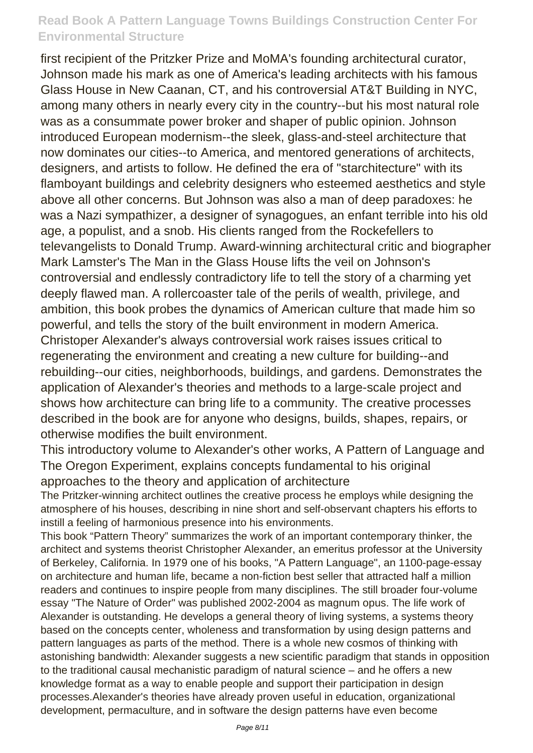first recipient of the Pritzker Prize and MoMA's founding architectural curator, Johnson made his mark as one of America's leading architects with his famous Glass House in New Caanan, CT, and his controversial AT&T Building in NYC, among many others in nearly every city in the country--but his most natural role was as a consummate power broker and shaper of public opinion. Johnson introduced European modernism--the sleek, glass-and-steel architecture that now dominates our cities--to America, and mentored generations of architects, designers, and artists to follow. He defined the era of "starchitecture" with its flamboyant buildings and celebrity designers who esteemed aesthetics and style above all other concerns. But Johnson was also a man of deep paradoxes: he was a Nazi sympathizer, a designer of synagogues, an enfant terrible into his old age, a populist, and a snob. His clients ranged from the Rockefellers to televangelists to Donald Trump. Award-winning architectural critic and biographer Mark Lamster's The Man in the Glass House lifts the veil on Johnson's controversial and endlessly contradictory life to tell the story of a charming yet deeply flawed man. A rollercoaster tale of the perils of wealth, privilege, and ambition, this book probes the dynamics of American culture that made him so powerful, and tells the story of the built environment in modern America. Christoper Alexander's always controversial work raises issues critical to regenerating the environment and creating a new culture for building--and rebuilding--our cities, neighborhoods, buildings, and gardens. Demonstrates the application of Alexander's theories and methods to a large-scale project and shows how architecture can bring life to a community. The creative processes described in the book are for anyone who designs, builds, shapes, repairs, or otherwise modifies the built environment.

This introductory volume to Alexander's other works, A Pattern of Language and The Oregon Experiment, explains concepts fundamental to his original approaches to the theory and application of architecture

The Pritzker-winning architect outlines the creative process he employs while designing the atmosphere of his houses, describing in nine short and self-observant chapters his efforts to instill a feeling of harmonious presence into his environments.

This book "Pattern Theory" summarizes the work of an important contemporary thinker, the architect and systems theorist Christopher Alexander, an emeritus professor at the University of Berkeley, California. In 1979 one of his books, "A Pattern Language", an 1100-page-essay on architecture and human life, became a non-fiction best seller that attracted half a million readers and continues to inspire people from many disciplines. The still broader four-volume essay "The Nature of Order" was published 2002-2004 as magnum opus. The life work of Alexander is outstanding. He develops a general theory of living systems, a systems theory based on the concepts center, wholeness and transformation by using design patterns and pattern languages as parts of the method. There is a whole new cosmos of thinking with astonishing bandwidth: Alexander suggests a new scientific paradigm that stands in opposition to the traditional causal mechanistic paradigm of natural science – and he offers a new knowledge format as a way to enable people and support their participation in design processes.Alexander's theories have already proven useful in education, organizational development, permaculture, and in software the design patterns have even become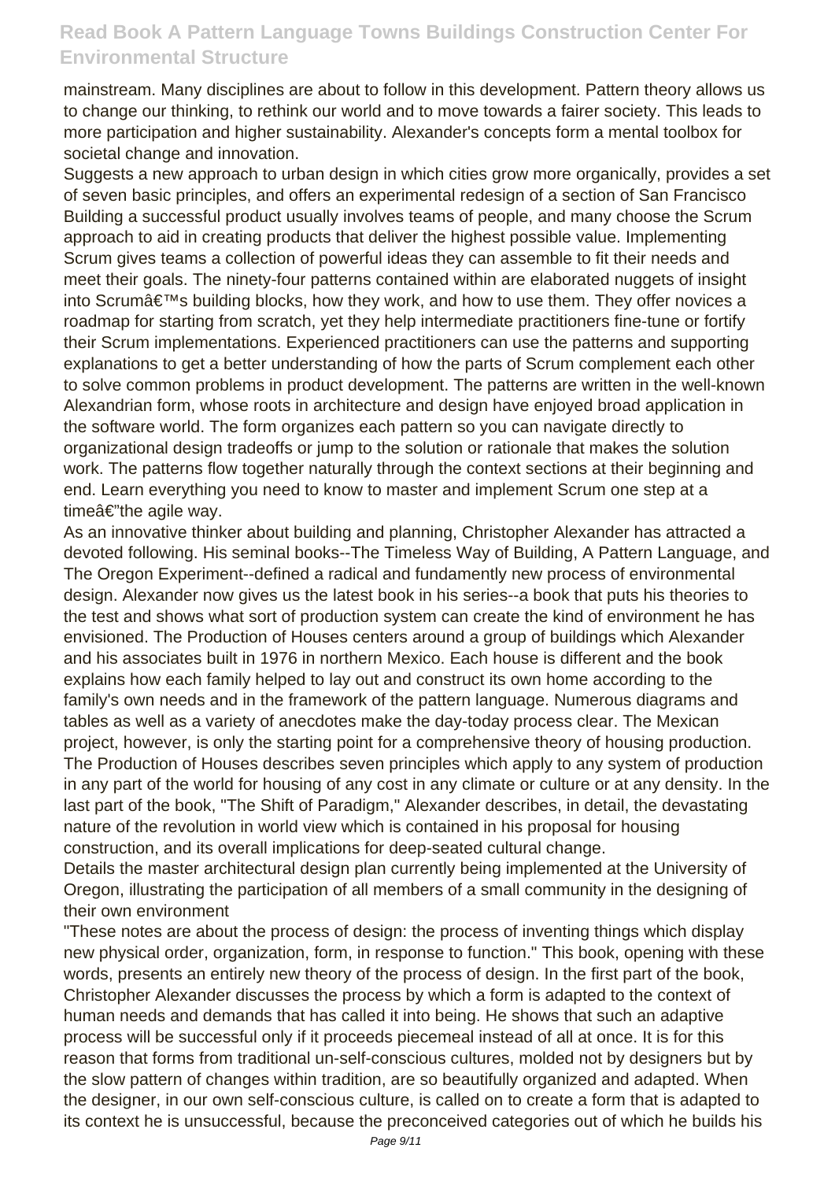mainstream. Many disciplines are about to follow in this development. Pattern theory allows us to change our thinking, to rethink our world and to move towards a fairer society. This leads to more participation and higher sustainability. Alexander's concepts form a mental toolbox for societal change and innovation.

Suggests a new approach to urban design in which cities grow more organically, provides a set of seven basic principles, and offers an experimental redesign of a section of San Francisco

Building a successful product usually involves teams of people, and many choose the Scrum approach to aid in creating products that deliver the highest possible value. Implementing Scrum gives teams a collection of powerful ideas they can assemble to fit their needs and meet their goals. The ninety-four patterns contained within are elaborated nuggets of insight into Scrumâ€™s building blocks, how they work, and how to use them. They offer novices a roadmap for starting from scratch, yet they help intermediate practitioners fine-tune or fortify their Scrum implementations. Experienced practitioners can use the patterns and supporting explanations to get a better understanding of how the parts of Scrum complement each other to solve common problems in product development. The patterns are written in the well-known Alexandrian form, whose roots in architecture and design have enjoyed broad application in the software world. The form organizes each pattern so you can navigate directly to organizational design tradeoffs or jump to the solution or rationale that makes the solution work. The patterns flow together naturally through the context sections at their beginning and end. Learn everything you need to know to master and implement Scrum one step at a timeâ€"the agile way.

As an innovative thinker about building and planning, Christopher Alexander has attracted a devoted following. His seminal books--The Timeless Way of Building, A Pattern Language, and The Oregon Experiment--defined a radical and fundamently new process of environmental design. Alexander now gives us the latest book in his series--a book that puts his theories to the test and shows what sort of production system can create the kind of environment he has envisioned. The Production of Houses centers around a group of buildings which Alexander and his associates built in 1976 in northern Mexico. Each house is different and the book explains how each family helped to lay out and construct its own home according to the family's own needs and in the framework of the pattern language. Numerous diagrams and tables as well as a variety of anecdotes make the day-today process clear. The Mexican project, however, is only the starting point for a comprehensive theory of housing production. The Production of Houses describes seven principles which apply to any system of production in any part of the world for housing of any cost in any climate or culture or at any density. In the last part of the book, "The Shift of Paradigm," Alexander describes, in detail, the devastating nature of the revolution in world view which is contained in his proposal for housing construction, and its overall implications for deep-seated cultural change.

Details the master architectural design plan currently being implemented at the University of Oregon, illustrating the participation of all members of a small community in the designing of their own environment

"These notes are about the process of design: the process of inventing things which display new physical order, organization, form, in response to function." This book, opening with these words, presents an entirely new theory of the process of design. In the first part of the book, Christopher Alexander discusses the process by which a form is adapted to the context of human needs and demands that has called it into being. He shows that such an adaptive process will be successful only if it proceeds piecemeal instead of all at once. It is for this reason that forms from traditional un-self-conscious cultures, molded not by designers but by the slow pattern of changes within tradition, are so beautifully organized and adapted. When the designer, in our own self-conscious culture, is called on to create a form that is adapted to its context he is unsuccessful, because the preconceived categories out of which he builds his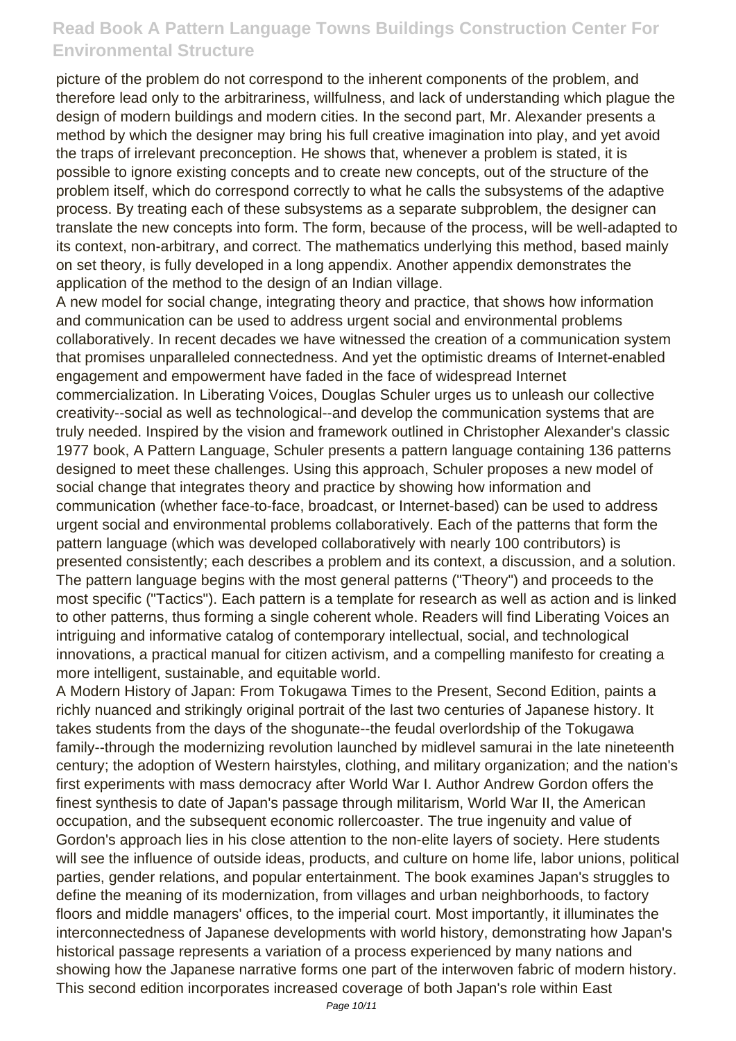picture of the problem do not correspond to the inherent components of the problem, and therefore lead only to the arbitrariness, willfulness, and lack of understanding which plague the design of modern buildings and modern cities. In the second part, Mr. Alexander presents a method by which the designer may bring his full creative imagination into play, and yet avoid the traps of irrelevant preconception. He shows that, whenever a problem is stated, it is possible to ignore existing concepts and to create new concepts, out of the structure of the problem itself, which do correspond correctly to what he calls the subsystems of the adaptive process. By treating each of these subsystems as a separate subproblem, the designer can translate the new concepts into form. The form, because of the process, will be well-adapted to its context, non-arbitrary, and correct. The mathematics underlying this method, based mainly on set theory, is fully developed in a long appendix. Another appendix demonstrates the application of the method to the design of an Indian village.

A new model for social change, integrating theory and practice, that shows how information and communication can be used to address urgent social and environmental problems collaboratively. In recent decades we have witnessed the creation of a communication system that promises unparalleled connectedness. And yet the optimistic dreams of Internet-enabled engagement and empowerment have faded in the face of widespread Internet commercialization. In Liberating Voices, Douglas Schuler urges us to unleash our collective creativity--social as well as technological--and develop the communication systems that are truly needed. Inspired by the vision and framework outlined in Christopher Alexander's classic 1977 book, A Pattern Language, Schuler presents a pattern language containing 136 patterns designed to meet these challenges. Using this approach, Schuler proposes a new model of social change that integrates theory and practice by showing how information and communication (whether face-to-face, broadcast, or Internet-based) can be used to address urgent social and environmental problems collaboratively. Each of the patterns that form the pattern language (which was developed collaboratively with nearly 100 contributors) is presented consistently; each describes a problem and its context, a discussion, and a solution. The pattern language begins with the most general patterns ("Theory") and proceeds to the most specific ("Tactics"). Each pattern is a template for research as well as action and is linked to other patterns, thus forming a single coherent whole. Readers will find Liberating Voices an intriguing and informative catalog of contemporary intellectual, social, and technological innovations, a practical manual for citizen activism, and a compelling manifesto for creating a more intelligent, sustainable, and equitable world.

A Modern History of Japan: From Tokugawa Times to the Present, Second Edition, paints a richly nuanced and strikingly original portrait of the last two centuries of Japanese history. It takes students from the days of the shogunate--the feudal overlordship of the Tokugawa family--through the modernizing revolution launched by midlevel samurai in the late nineteenth century; the adoption of Western hairstyles, clothing, and military organization; and the nation's first experiments with mass democracy after World War I. Author Andrew Gordon offers the finest synthesis to date of Japan's passage through militarism, World War II, the American occupation, and the subsequent economic rollercoaster. The true ingenuity and value of Gordon's approach lies in his close attention to the non-elite layers of society. Here students will see the influence of outside ideas, products, and culture on home life, labor unions, political parties, gender relations, and popular entertainment. The book examines Japan's struggles to define the meaning of its modernization, from villages and urban neighborhoods, to factory floors and middle managers' offices, to the imperial court. Most importantly, it illuminates the interconnectedness of Japanese developments with world history, demonstrating how Japan's historical passage represents a variation of a process experienced by many nations and showing how the Japanese narrative forms one part of the interwoven fabric of modern history. This second edition incorporates increased coverage of both Japan's role within East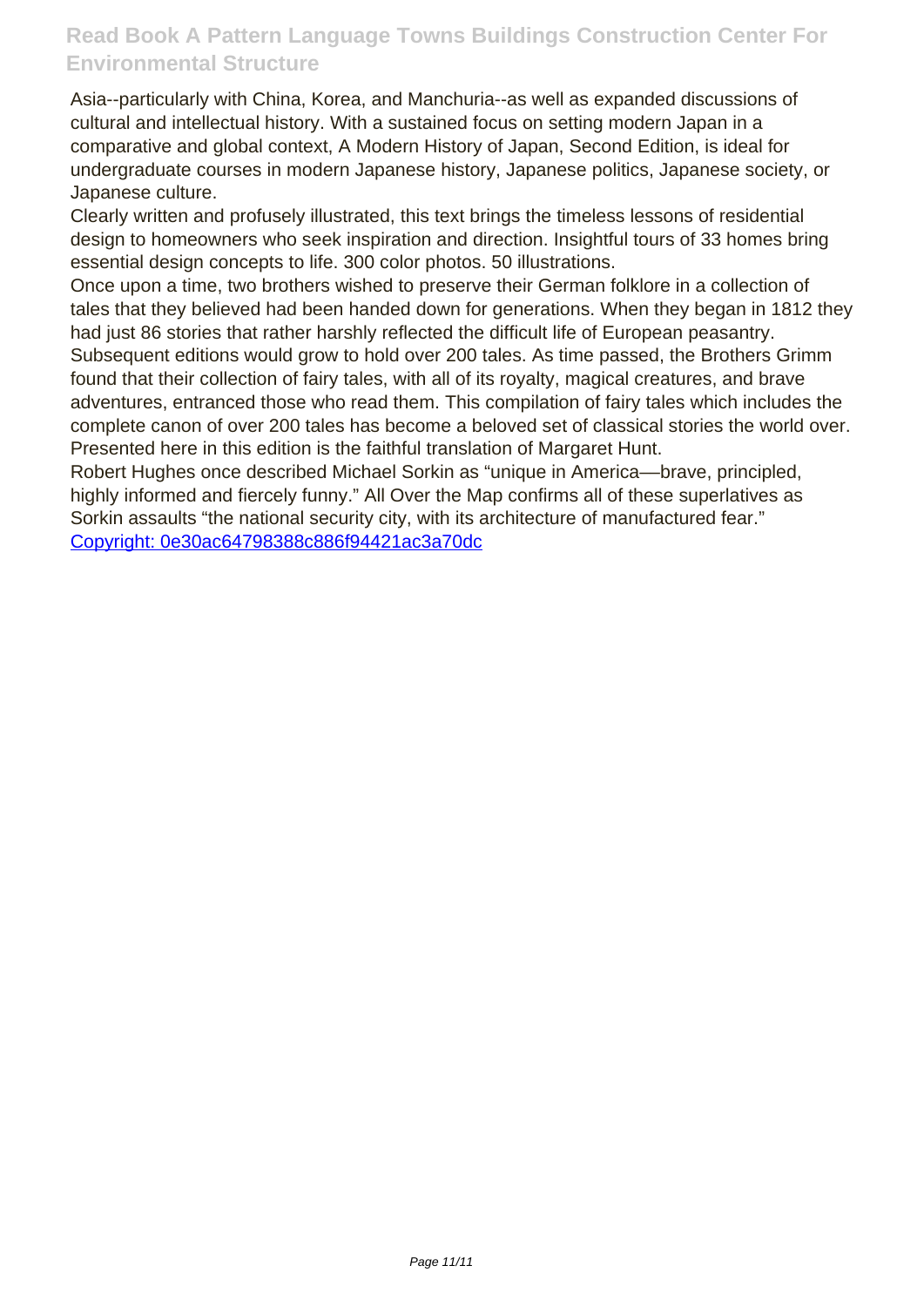Asia--particularly with China, Korea, and Manchuria--as well as expanded discussions of cultural and intellectual history. With a sustained focus on setting modern Japan in a comparative and global context, A Modern History of Japan, Second Edition, is ideal for undergraduate courses in modern Japanese history, Japanese politics, Japanese society, or Japanese culture.

Clearly written and profusely illustrated, this text brings the timeless lessons of residential design to homeowners who seek inspiration and direction. Insightful tours of 33 homes bring essential design concepts to life. 300 color photos. 50 illustrations.

Once upon a time, two brothers wished to preserve their German folklore in a collection of tales that they believed had been handed down for generations. When they began in 1812 they had just 86 stories that rather harshly reflected the difficult life of European peasantry. Subsequent editions would grow to hold over 200 tales. As time passed, the Brothers Grimm found that their collection of fairy tales, with all of its royalty, magical creatures, and brave adventures, entranced those who read them. This compilation of fairy tales which includes the complete canon of over 200 tales has become a beloved set of classical stories the world over. Presented here in this edition is the faithful translation of Margaret Hunt.

Robert Hughes once described Michael Sorkin as “unique in America—brave, principled, highly informed and fiercely funny.” All Over the Map confirms all of these superlatives as Sorkin assaults “the national security city, with its architecture of manufactured fear.”

Copyright: 0e30ac64798388c886f94421ac3a70dc